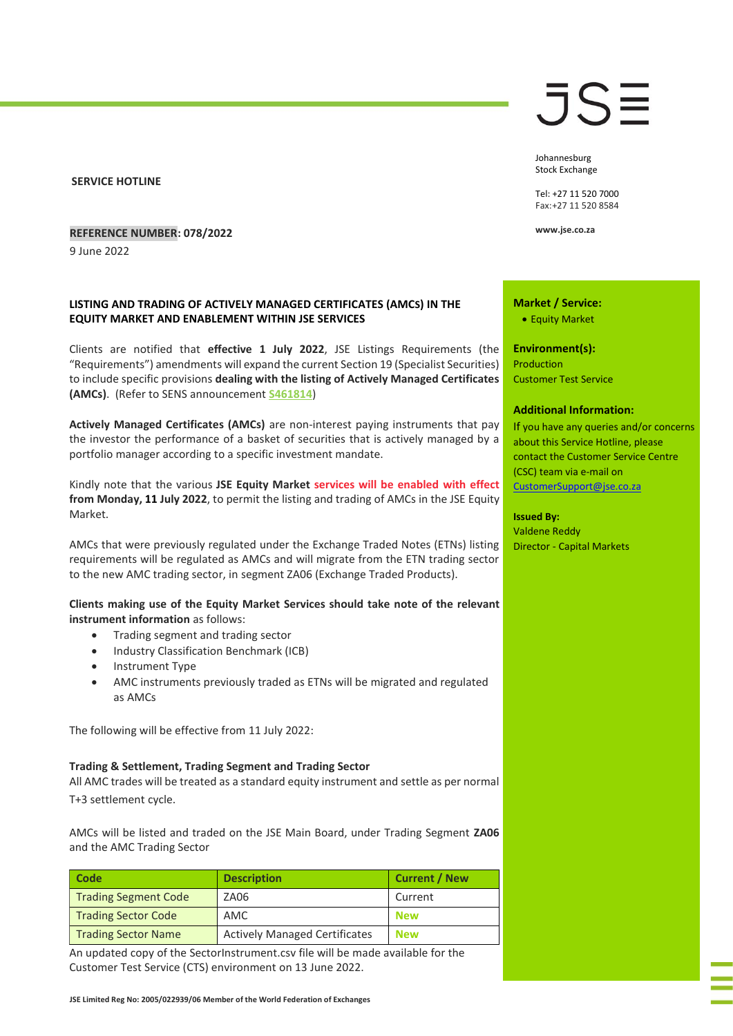JSE

Johannesburg
Stock Exchange

Tel: +27 11 520 7000
Fax:+27 11 520 8584

www.jse.co.za

**SERVICE HOTLINE**

**REFERENCE NUMBER: 078/2022**

9 June 2022

**LISTING AND TRADING OF ACTIVELY MANAGED CERTIFICATES (AMCs) IN THE EQUITY MARKET AND ENABLEMENT WITHIN JSE SERVICES**

Clients are notified that **effective 1 July 2022**, JSE Listings Requirements (the "Requirements") amendments will expand the current Section 19 (Specialist Securities) to include specific provisions **dealing with the listing of Actively Managed Certificates (AMCs)**. (Refer to SENS announcement **S461814**)

**Actively Managed Certificates (AMCs)** are non-interest paying instruments that pay the investor the performance of a basket of securities that is actively managed by a portfolio manager according to a specific investment mandate.

Kindly note that the various **JSE Equity Market services will be enabled with effect from Monday, 11 July 2022**, to permit the listing and trading of AMCs in the JSE Equity Market.

AMCs that were previously regulated under the Exchange Traded Notes (ETNs) listing requirements will be regulated as AMCs and will migrate from the ETN trading sector to the new AMC trading sector, in segment ZA06 (Exchange Traded Products).

**Clients making use of the Equity Market Services should take note of the relevant instrument information** as follows:

- Trading segment and trading sector
- Industry Classification Benchmark (ICB)
- Instrument Type
- AMC instruments previously traded as ETNs will be migrated and regulated as AMCs

The following will be effective from 11 July 2022:

**Trading & Settlement, Trading Segment and Trading Sector**

All AMC trades will be treated as a standard equity instrument and settle as per normal T+3 settlement cycle.

AMCs will be listed and traded on the JSE Main Board, under Trading Segment **ZA06** and the AMC Trading Sector

| Code | Description | Current / New |
|---|---|---|
| Trading Segment Code | ZA06 | Current |
| Trading Sector Code | AMC | **New** |
| Trading Sector Name | Actively Managed Certificates | **New** |

An updated copy of the SectorInstrument.csv file will be made available for the Customer Test Service (CTS) environment on 13 June 2022.

**Market / Service:**

- Equity Market

**Environment(s):**

Production
Customer Test Service

**Additional Information:**

If you have any queries and/or concerns about this Service Hotline, please contact the Customer Service Centre (CSC) team via e-mail on CustomerSupport@jse.co.za

**Issued By:**

Valdene Reddy
Director - Capital Markets

JSE Limited Reg No: 2005/022939/06 Member of the World Federation of Exchanges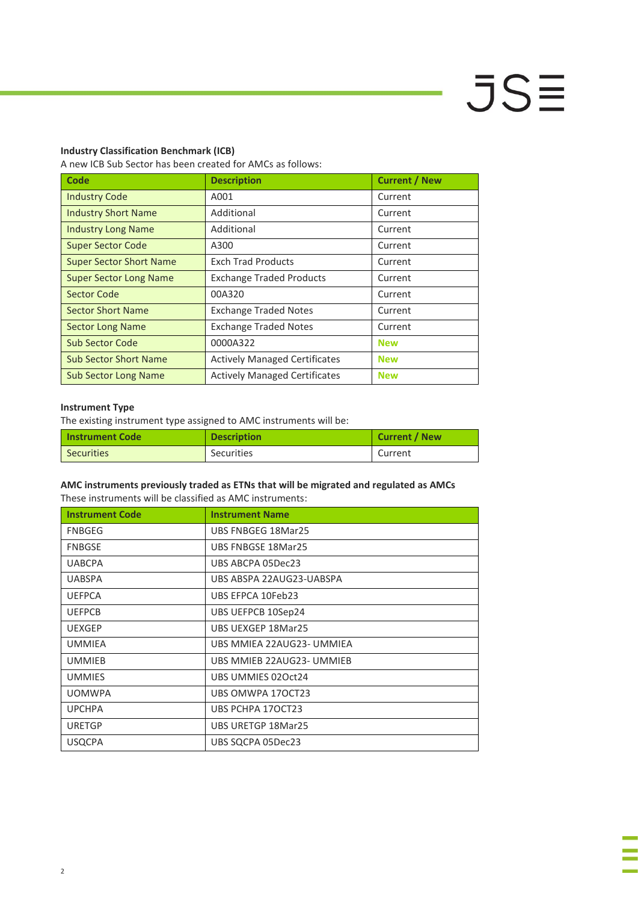**Industry Classification Benchmark (ICB)**

A new ICB Sub Sector has been created for AMCs as follows:

| Code | Description | Current / New |
|---|---|---|
| Industry Code | A001 | Current |
| Industry Short Name | Additional | Current |
| Industry Long Name | Additional | Current |
| Super Sector Code | A300 | Current |
| Super Sector Short Name | Exch Trad Products | Current |
| Super Sector Long Name | Exchange Traded Products | Current |
| Sector Code | 00A320 | Current |
| Sector Short Name | Exchange Traded Notes | Current |
| Sector Long Name | Exchange Traded Notes | Current |
| Sub Sector Code | 0000A322 | **New** |
| Sub Sector Short Name | Actively Managed Certificates | **New** |
| Sub Sector Long Name | Actively Managed Certificates | **New** |

**Instrument Type**

The existing instrument type assigned to AMC instruments will be:

| Instrument Code | Description | Current / New |
|---|---|---|
| Securities | Securities | Current |

**AMC instruments previously traded as ETNs that will be migrated and regulated as AMCs**

These instruments will be classified as AMC instruments:

| Instrument Code | Instrument Name |
|---|---|
| FNBGEG | UBS FNBGEG 18Mar25 |
| FNBGSE | UBS FNBGSE 18Mar25 |
| UABCPA | UBS ABCPA 05Dec23 |
| UABSPA | UBS ABSPA 22AUG23-UABSPA |
| UEFPCA | UBS EFPCA 10Feb23 |
| UEFPCB | UBS UEFPCB 10Sep24 |
| UEXGEP | UBS UEXGEP 18Mar25 |
| UMMIEA | UBS MMIEA 22AUG23- UMMIEA |
| UMMIEB | UBS MMIEB 22AUG23- UMMIEB |
| UMMIES | UBS UMMIES 02Oct24 |
| UOMWPA | UBS OMWPA 17OCT23 |
| UPCHPA | UBS PCHPA 17OCT23 |
| URETGP | UBS URETGP 18Mar25 |
| USQCPA | UBS SQCPA 05Dec23 |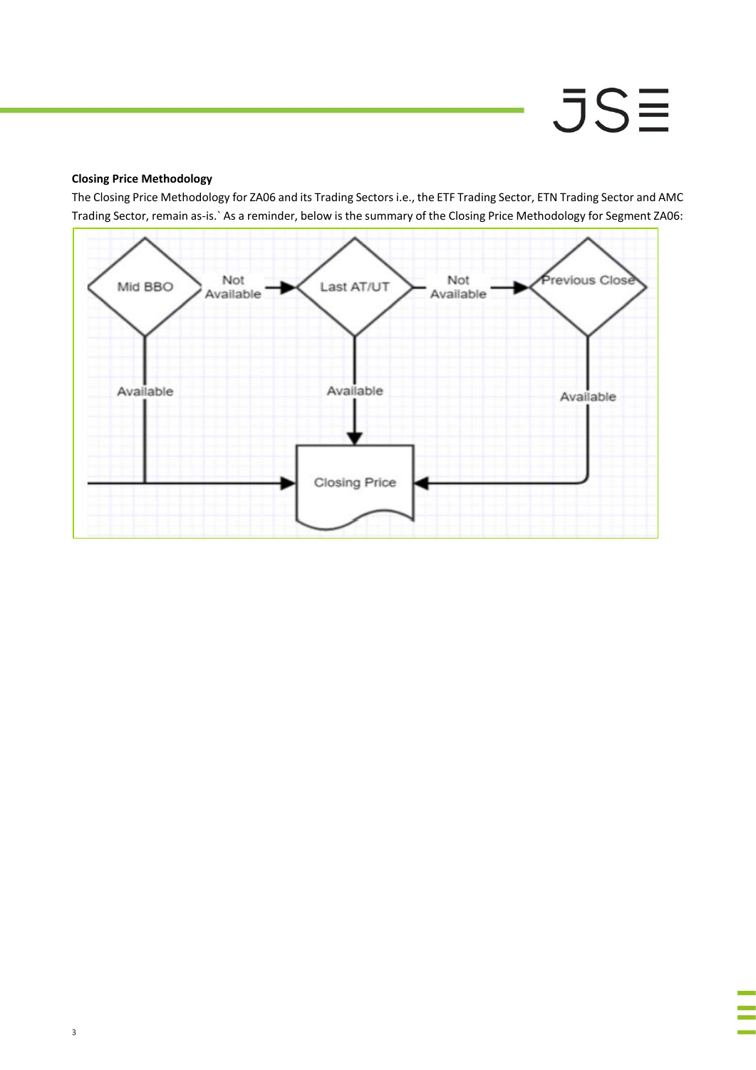**Closing Price Methodology**

The Closing Price Methodology for ZA06 and its Trading Sectors i.e., the ETF Trading Sector, ETN Trading Sector and AMC Trading Sector, remain as-is.` As a reminder, below is the summary of the Closing Price Methodology for Segment ZA06:

Mid BBO
Not Available
Last AT/UT
Not Available
Previous Close
Available
Available
Available
Closing Price